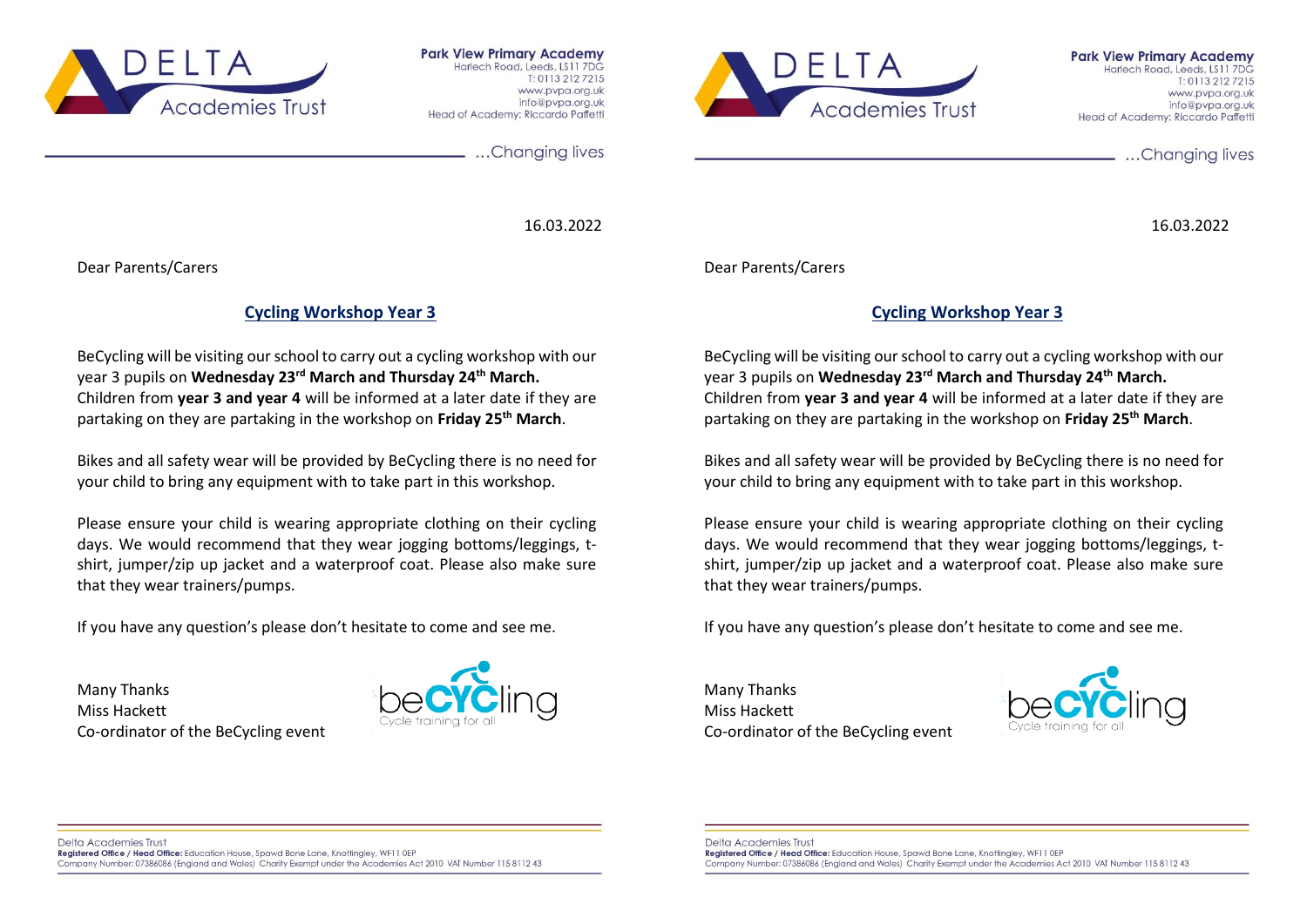Park View Primary Academy
Harlech Road, Leeds, LS11 7DG
T: 0113 212 7215
www.pvpa.org.uk
info@pvpa.org.uk
Head of Academy: Riccardo Paffetti

...Changing lives

16.03.2022

Dear Parents/Carers

## Cycling Workshop Year 3

BeCycling will be visiting our school to carry out a cycling workshop with our year 3 pupils on **Wednesday 23rd March and Thursday 24th March.** Children from **year 3 and year 4** will be informed at a later date if they are partaking on they are partaking in the workshop on **Friday 25th March**.

Bikes and all safety wear will be provided by BeCycling there is no need for your child to bring any equipment with to take part in this workshop.

Please ensure your child is wearing appropriate clothing on their cycling days. We would recommend that they wear jogging bottoms/leggings, t-shirt, jumper/zip up jacket and a waterproof coat. Please also make sure that they wear trainers/pumps.

If you have any question's please don't hesitate to come and see me.

Many Thanks
Miss Hackett
Co-ordinator of the BeCycling event

beCYCling
Cycle training for all

---

Park View Primary Academy
Harlech Road, Leeds, LS11 7DG
T: 0113 212 7215
www.pvpa.org.uk
info@pvpa.org.uk
Head of Academy: Riccardo Paffetti

...Changing lives

16.03.2022

Dear Parents/Carers

## Cycling Workshop Year 3

BeCycling will be visiting our school to carry out a cycling workshop with our year 3 pupils on **Wednesday 23rd March and Thursday 24th March.** Children from **year 3 and year 4** will be informed at a later date if they are partaking on they are partaking in the workshop on **Friday 25th March**.

Bikes and all safety wear will be provided by BeCycling there is no need for your child to bring any equipment with to take part in this workshop.

Please ensure your child is wearing appropriate clothing on their cycling days. We would recommend that they wear jogging bottoms/leggings, t-shirt, jumper/zip up jacket and a waterproof coat. Please also make sure that they wear trainers/pumps.

If you have any question's please don't hesitate to come and see me.

Many Thanks
Miss Hackett
Co-ordinator of the BeCycling event

beCYCling
Cycle training for all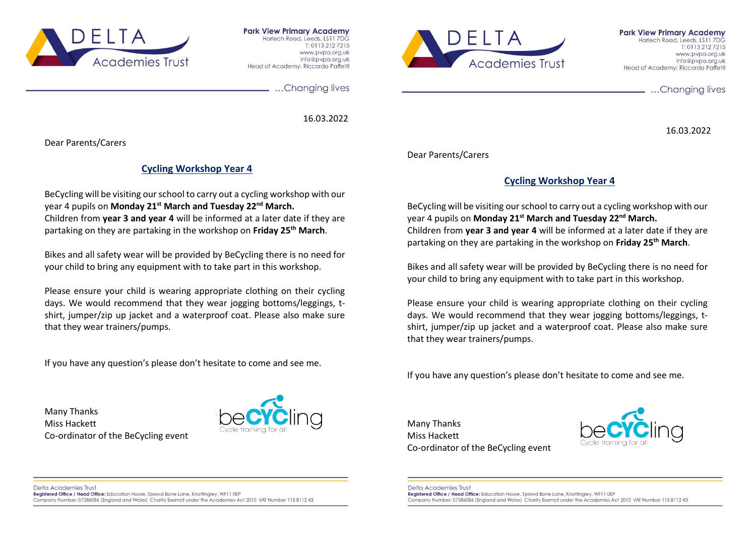**Park View Primary Academy**
Harlech Road, Leeds, LS11 7DG
T: 0113 212 7215
www.pvpa.org.uk
info@pvpa.org.uk
Head of Academy: Riccardo Paffetti

...Changing lives

16.03.2022

Dear Parents/Carers

## Cycling Workshop Year 4

BeCycling will be visiting our school to carry out a cycling workshop with our year 4 pupils on **Monday 21st March and Tuesday 22nd March.**
Children from **year 3 and year 4** will be informed at a later date if they are partaking on they are partaking in the workshop on **Friday 25th March**.

Bikes and all safety wear will be provided by BeCycling there is no need for your child to bring any equipment with to take part in this workshop.

Please ensure your child is wearing appropriate clothing on their cycling days. We would recommend that they wear jogging bottoms/leggings, t-shirt, jumper/zip up jacket and a waterproof coat. Please also make sure that they wear trainers/pumps.

If you have any question's please don't hesitate to come and see me.

Many Thanks
Miss Hackett
Co-ordinator of the BeCycling event

beCYCling
Cycle training for all

Delta Academies Trust
**Registered Office / Head Office:** Education House, Spawd Bone Lane, Knottingley, WF11 0EP
Company Number: 07386086 (England and Wales) Charity Exempt under the Academies Act 2010 VAT Number 115 8112 43

---

**Park View Primary Academy**
Harlech Road, Leeds, LS11 7DG
T: 0113 212 7215
www.pvpa.org.uk
info@pvpa.org.uk
Head of Academy: Riccardo Paffetti

...Changing lives

16.03.2022

Dear Parents/Carers

## Cycling Workshop Year 4

BeCycling will be visiting our school to carry out a cycling workshop with our year 4 pupils on **Monday 21st March and Tuesday 22nd March.**
Children from **year 3 and year 4** will be informed at a later date if they are partaking on they are partaking in the workshop on **Friday 25th March**.

Bikes and all safety wear will be provided by BeCycling there is no need for your child to bring any equipment with to take part in this workshop.

Please ensure your child is wearing appropriate clothing on their cycling days. We would recommend that they wear jogging bottoms/leggings, t-shirt, jumper/zip up jacket and a waterproof coat. Please also make sure that they wear trainers/pumps.

If you have any question's please don't hesitate to come and see me.

Many Thanks
Miss Hackett
Co-ordinator of the BeCycling event

beCYCling
Cycle training for all

Delta Academies Trust
**Registered Office / Head Office:** Education House, Spawd Bone Lane, Knottingley, WF11 0EP
Company Number: 07386086 (England and Wales) Charity Exempt under the Academies Act 2010 VAT Number 115 8112 43